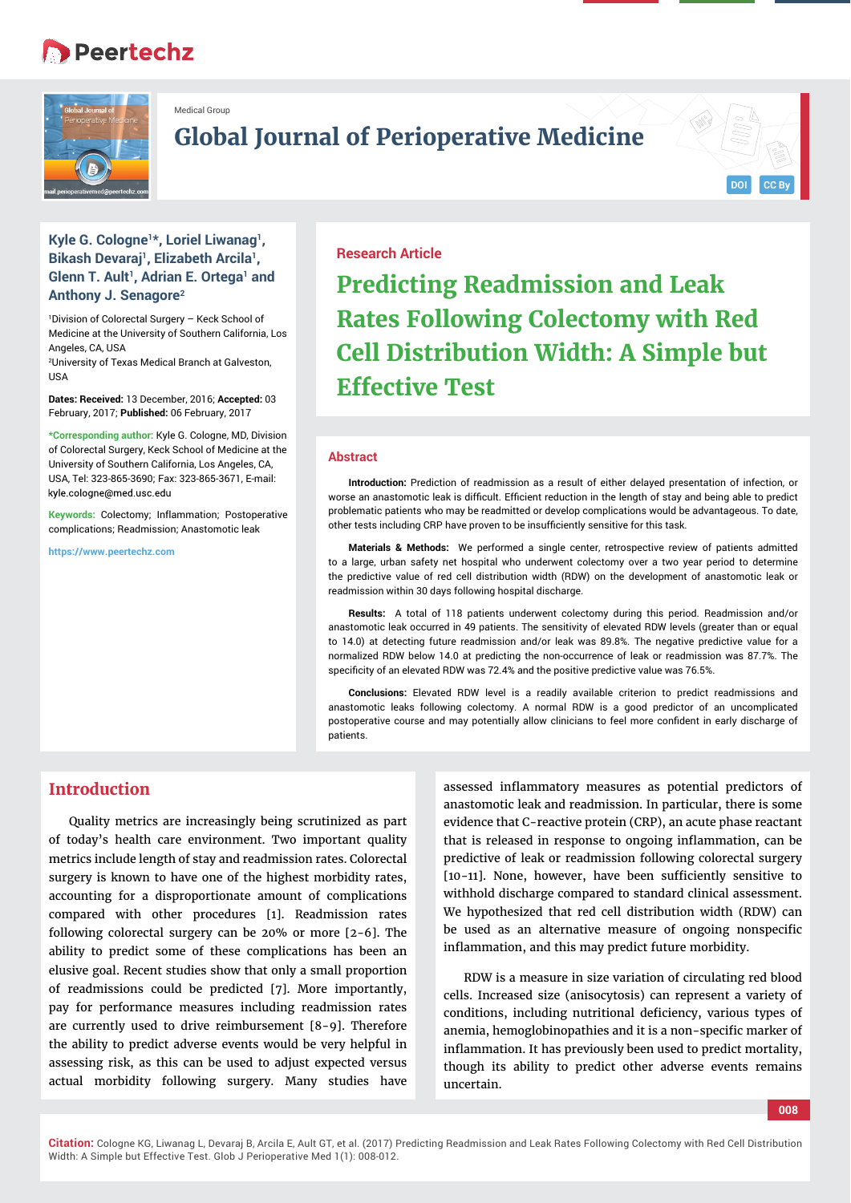Medical Group

# Global Journal of Perioperative Medicine

**Kyle G. Cologne[1]*, Loriel Liwanag[1], Bikash Devaraj[1], Elizabeth Arcila[1], Glenn T. Ault[1], Adrian E. Ortega[1] and Anthony J. Senagore[2]**

[1]Division of Colorectal Surgery – Keck School of Medicine at the University of Southern California, Los Angeles, CA, USA

[2]University of Texas Medical Branch at Galveston, USA

**Dates: Received:** 13 December, 2016; **Accepted:** 03 February, 2017; **Published:** 06 February, 2017

***Corresponding author:** Kyle G. Cologne, MD, Division of Colorectal Surgery, Keck School of Medicine at the University of Southern California, Los Angeles, CA, USA, Tel: 323-865-3690; Fax: 323-865-3671, E-mail: kyle.cologne@med.usc.edu

**Keywords:** Colectomy; Inflammation; Postoperative complications; Readmission; Anastomotic leak

https://www.peertechz.com

Research Article

# Predicting Readmission and Leak Rates Following Colectomy with Red Cell Distribution Width: A Simple but Effective Test

## Abstract

**Introduction:** Prediction of readmission as a result of either delayed presentation of infection, or worse an anastomotic leak is difficult. Efficient reduction in the length of stay and being able to predict problematic patients who may be readmitted or develop complications would be advantageous. To date, other tests including CRP have proven to be insufficiently sensitive for this task.

**Materials & Methods:** We performed a single center, retrospective review of patients admitted to a large, urban safety net hospital who underwent colectomy over a two year period to determine the predictive value of red cell distribution width (RDW) on the development of anastomotic leak or readmission within 30 days following hospital discharge.

**Results:** A total of 118 patients underwent colectomy during this period. Readmission and/or anastomotic leak occurred in 49 patients. The sensitivity of elevated RDW levels (greater than or equal to 14.0) at detecting future readmission and/or leak was 89.8%. The negative predictive value for a normalized RDW below 14.0 at predicting the non-occurrence of leak or readmission was 87.7%. The specificity of an elevated RDW was 72.4% and the positive predictive value was 76.5%.

**Conclusions:** Elevated RDW level is a readily available criterion to predict readmissions and anastomotic leaks following colectomy. A normal RDW is a good predictor of an uncomplicated postoperative course and may potentially allow clinicians to feel more confident in early discharge of patients.

## Introduction

Quality metrics are increasingly being scrutinized as part of today's health care environment. Two important quality metrics include length of stay and readmission rates. Colorectal surgery is known to have one of the highest morbidity rates, accounting for a disproportionate amount of complications compared with other procedures [1]. Readmission rates following colorectal surgery can be 20% or more [2-6]. The ability to predict some of these complications has been an elusive goal. Recent studies show that only a small proportion of readmissions could be predicted [7]. More importantly, pay for performance measures including readmission rates are currently used to drive reimbursement [8-9]. Therefore the ability to predict adverse events would be very helpful in assessing risk, as this can be used to adjust expected versus actual morbidity following surgery. Many studies have assessed inflammatory measures as potential predictors of anastomotic leak and readmission. In particular, there is some evidence that C-reactive protein (CRP), an acute phase reactant that is released in response to ongoing inflammation, can be predictive of leak or readmission following colorectal surgery [10-11]. None, however, have been sufficiently sensitive to withhold discharge compared to standard clinical assessment. We hypothesized that red cell distribution width (RDW) can be used as an alternative measure of ongoing nonspecific inflammation, and this may predict future morbidity.

RDW is a measure in size variation of circulating red blood cells. Increased size (anisocytosis) can represent a variety of conditions, including nutritional deficiency, various types of anemia, hemoglobinopathies and it is a non-specific marker of inflammation. It has previously been used to predict mortality, though its ability to predict other adverse events remains uncertain.

**Citation:** Cologne KG, Liwanag L, Devaraj B, Arcila E, Ault GT, et al. (2017) Predicting Readmission and Leak Rates Following Colectomy with Red Cell Distribution Width: A Simple but Effective Test. Glob J Perioperative Med 1(1): 008-012.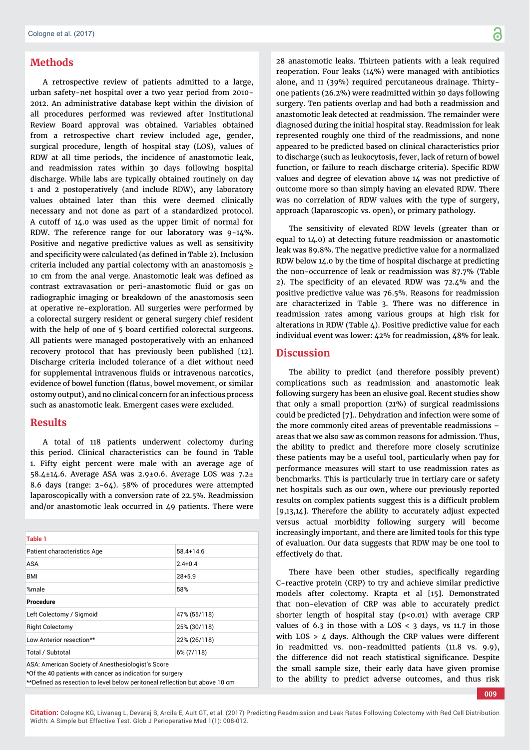## Methods

A retrospective review of patients admitted to a large, urban safety-net hospital over a two year period from 2010-2012. An administrative database kept within the division of all procedures performed was reviewed after Institutional Review Board approval was obtained. Variables obtained from a retrospective chart review included age, gender, surgical procedure, length of hospital stay (LOS), values of RDW at all time periods, the incidence of anastomotic leak, and readmission rates within 30 days following hospital discharge. While labs are typically obtained routinely on day 1 and 2 postoperatively (and include RDW), any laboratory values obtained later than this were deemed clinically necessary and not done as part of a standardized protocol. A cutoff of 14.0 was used as the upper limit of normal for RDW. The reference range for our laboratory was 9-14%. Positive and negative predictive values as well as sensitivity and specificity were calculated (as defined in Table 2). Inclusion criteria included any partial colectomy with an anastomosis ≥ 10 cm from the anal verge. Anastomotic leak was defined as contrast extravasation or peri-anastomotic fluid or gas on radiographic imaging or breakdown of the anastomosis seen at operative re-exploration. All surgeries were performed by a colorectal surgery resident or general surgery chief resident with the help of one of 5 board certified colorectal surgeons. All patients were managed postoperatively with an enhanced recovery protocol that has previously been published [12]. Discharge criteria included tolerance of a diet without need for supplemental intravenous fluids or intravenous narcotics, evidence of bowel function (flatus, bowel movement, or similar ostomy output), and no clinical concern for an infectious process such as anastomotic leak. Emergent cases were excluded.

## Results

A total of 118 patients underwent colectomy during this period. Clinical characteristics can be found in Table 1. Fifty eight percent were male with an average age of 58.4±14.6. Average ASA was 2.9±0.6. Average LOS was 7.2± 8.6 days (range: 2-64). 58% of procedures were attempted laparoscopically with a conversion rate of 22.5%. Readmission and/or anastomotic leak occurred in 49 patients. There were 28 anastomotic leaks. Thirteen patients with a leak required reoperation. Four leaks (14%) were managed with antibiotics alone, and 11 (39%) required percutaneous drainage. Thirty-one patients (26.2%) were readmitted within 30 days following surgery. Ten patients overlap and had both a readmission and anastomotic leak detected at readmission. The remainder were diagnosed during the initial hospital stay. Readmission for leak represented roughly one third of the readmissions, and none appeared to be predicted based on clinical characteristics prior to discharge (such as leukocytosis, fever, lack of return of bowel function, or failure to reach discharge criteria). Specific RDW values and degree of elevation above 14 was not predictive of outcome more so than simply having an elevated RDW. There was no correlation of RDW values with the type of surgery, approach (laparoscopic vs. open), or primary pathology.

The sensitivity of elevated RDW levels (greater than or equal to 14.0) at detecting future readmission or anastomotic leak was 89.8%. The negative predictive value for a normalized RDW below 14.0 by the time of hospital discharge at predicting the non-occurrence of leak or readmission was 87.7% (Table 2). The specificity of an elevated RDW was 72.4% and the positive predictive value was 76.5%. Reasons for readmission are characterized in Table 3. There was no difference in readmission rates among various groups at high risk for alterations in RDW (Table 4). Positive predictive value for each individual event was lower: 42% for readmission, 48% for leak.

**Table 1**

| Patient characteristics Age | 58.4+14.6 |
|---|---|
| ASA | 2.4+0.4 |
| BMI | 28+5.9 |
| %male | 58% |
| **Procedure** | |
| Left Colectomy / Sigmoid | 47% (55/118) |
| Right Colectomy | 25% (30/118) |
| Low Anterior resection** | 22% (26/118) |
| Total / Subtotal | 6% (7/118) |

ASA: American Society of Anesthesiologist's Score
*Of the 40 patients with cancer as indication for surgery
**Defined as resection to level below peritoneal reflection but above 10 cm

## Discussion

The ability to predict (and therefore possibly prevent) complications such as readmission and anastomotic leak following surgery has been an elusive goal. Recent studies show that only a small proportion (21%) of surgical readmissions could be predicted [7].. Dehydration and infection were some of the more commonly cited areas of preventable readmissions – areas that we also saw as common reasons for admission. Thus, the ability to predict and therefore more closely scrutinize these patients may be a useful tool, particularly when pay for performance measures will start to use readmission rates as benchmarks. This is particularly true in tertiary care or safety net hospitals such as our own, where our previously reported results on complex patients suggest this is a difficult problem [9,13,14]. Therefore the ability to accurately adjust expected versus actual morbidity following surgery will become increasingly important, and there are limited tools for this type of evaluation. Our data suggests that RDW may be one tool to effectively do that.

There have been other studies, specifically regarding C-reactive protein (CRP) to try and achieve similar predictive models after colectomy. Krapta et al [15]. Demonstrated that non-elevation of CRP was able to accurately predict shorter length of hospital stay ($p<0.01$) with average CRP values of 6.3 in those with a LOS < 3 days, vs 11.7 in those with LOS > 4 days. Although the CRP values were different in readmitted vs. non-readmitted patients (11.8 vs. 9.9), the difference did not reach statistical significance. Despite the small sample size, their early data have given promise to the ability to predict adverse outcomes, and thus risk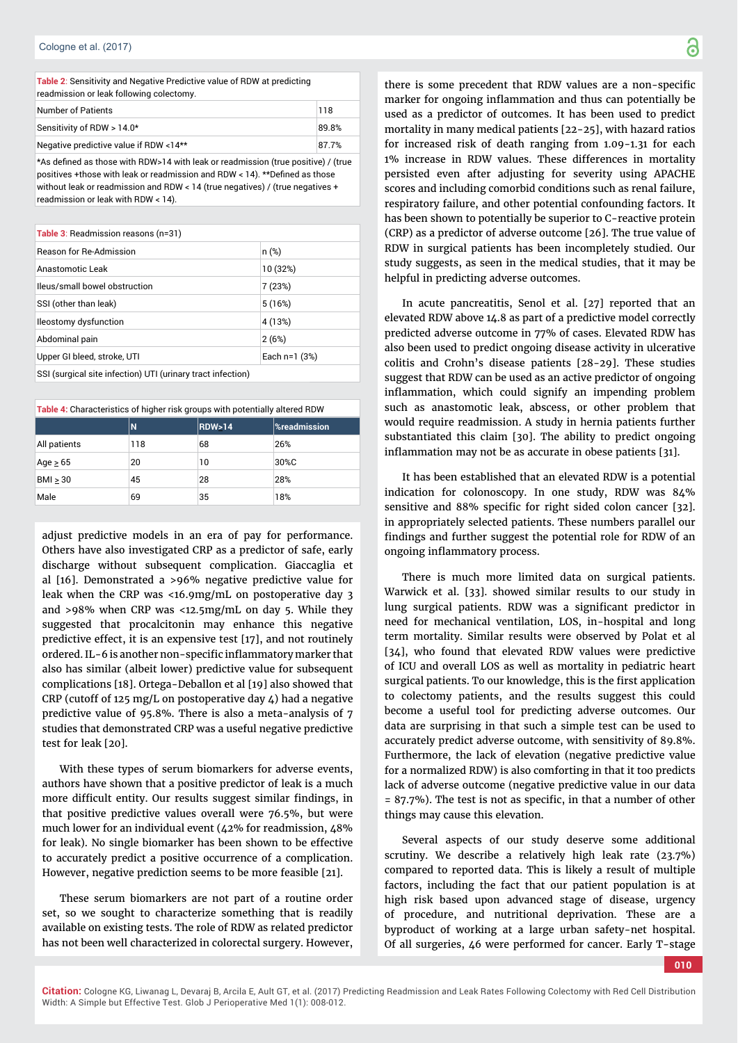**Table 2**: Sensitivity and Negative Predictive value of RDW at predicting readmission or leak following colectomy.

| | |
|---|---|
| Number of Patients | 118 |
| Sensitivity of RDW > 14.0* | 89.8% |
| Negative predictive value if RDW <14** | 87.7% |

*As defined as those with RDW>14 with leak or readmission (true positive) / (true positives +those with leak or readmission and RDW < 14). **Defined as those without leak or readmission and RDW < 14 (true negatives) / (true negatives + readmission or leak with RDW < 14).

**Table 3**: Readmission reasons (n=31)

| Reason for Re-Admission | n (%) |
|---|---|
| Anastomotic Leak | 10 (32%) |
| Ileus/small bowel obstruction | 7 (23%) |
| SSI (other than leak) | 5 (16%) |
| Ileostomy dysfunction | 4 (13%) |
| Abdominal pain | 2 (6%) |
| Upper GI bleed, stroke, UTI | Each n=1 (3%) |

SSI (surgical site infection) UTI (urinary tract infection)

**Table 4:** Characteristics of higher risk groups with potentially altered RDW

| | N | RDW>14 | %readmission |
|---|---|---|---|
| All patients | 118 | 68 | 26% |
| Age ≥ 65 | 20 | 10 | 30%C |
| BMI ≥ 30 | 45 | 28 | 28% |
| Male | 69 | 35 | 18% |

adjust predictive models in an era of pay for performance. Others have also investigated CRP as a predictor of safe, early discharge without subsequent complication. Giaccaglia et al [16]. Demonstrated a >96% negative predictive value for leak when the CRP was <16.9mg/mL on postoperative day 3 and >98% when CRP was <12.5mg/mL on day 5. While they suggested that procalcitonin may enhance this negative predictive effect, it is an expensive test [17], and not routinely ordered. IL-6 is another non-specific inflammatory marker that also has similar (albeit lower) predictive value for subsequent complications [18]. Ortega-Deballon et al [19] also showed that CRP (cutoff of 125 mg/L on postoperative day 4) had a negative predictive value of 95.8%. There is also a meta-analysis of 7 studies that demonstrated CRP was a useful negative predictive test for leak [20].

With these types of serum biomarkers for adverse events, authors have shown that a positive predictor of leak is a much more difficult entity. Our results suggest similar findings, in that positive predictive values overall were 76.5%, but were much lower for an individual event (42% for readmission, 48% for leak). No single biomarker has been shown to be effective to accurately predict a positive occurrence of a complication. However, negative prediction seems to be more feasible [21].

These serum biomarkers are not part of a routine order set, so we sought to characterize something that is readily available on existing tests. The role of RDW as related predictor has not been well characterized in colorectal surgery. However, there is some precedent that RDW values are a non-specific marker for ongoing inflammation and thus can potentially be used as a predictor of outcomes. It has been used to predict mortality in many medical patients [22-25], with hazard ratios for increased risk of death ranging from 1.09-1.31 for each 1% increase in RDW values. These differences in mortality persisted even after adjusting for severity using APACHE scores and including comorbid conditions such as renal failure, respiratory failure, and other potential confounding factors. It has been shown to potentially be superior to C-reactive protein (CRP) as a predictor of adverse outcome [26]. The true value of RDW in surgical patients has been incompletely studied. Our study suggests, as seen in the medical studies, that it may be helpful in predicting adverse outcomes.

In acute pancreatitis, Senol et al. [27] reported that an elevated RDW above 14.8 as part of a predictive model correctly predicted adverse outcome in 77% of cases. Elevated RDW has also been used to predict ongoing disease activity in ulcerative colitis and Crohn's disease patients [28-29]. These studies suggest that RDW can be used as an active predictor of ongoing inflammation, which could signify an impending problem such as anastomotic leak, abscess, or other problem that would require readmission. A study in hernia patients further substantiated this claim [30]. The ability to predict ongoing inflammation may not be as accurate in obese patients [31].

It has been established that an elevated RDW is a potential indication for colonoscopy. In one study, RDW was 84% sensitive and 88% specific for right sided colon cancer [32]. in appropriately selected patients. These numbers parallel our findings and further suggest the potential role for RDW of an ongoing inflammatory process.

There is much more limited data on surgical patients. Warwick et al. [33]. showed similar results to our study in lung surgical patients. RDW was a significant predictor in need for mechanical ventilation, LOS, in-hospital and long term mortality. Similar results were observed by Polat et al [34], who found that elevated RDW values were predictive of ICU and overall LOS as well as mortality in pediatric heart surgical patients. To our knowledge, this is the first application to colectomy patients, and the results suggest this could become a useful tool for predicting adverse outcomes. Our data are surprising in that such a simple test can be used to accurately predict adverse outcome, with sensitivity of 89.8%. Furthermore, the lack of elevation (negative predictive value for a normalized RDW) is also comforting in that it too predicts lack of adverse outcome (negative predictive value in our data = 87.7%). The test is not as specific, in that a number of other things may cause this elevation.

Several aspects of our study deserve some additional scrutiny. We describe a relatively high leak rate (23.7%) compared to reported data. This is likely a result of multiple factors, including the fact that our patient population is at high risk based upon advanced stage of disease, urgency of procedure, and nutritional deprivation. These are a byproduct of working at a large urban safety-net hospital. Of all surgeries, 46 were performed for cancer. Early T-stage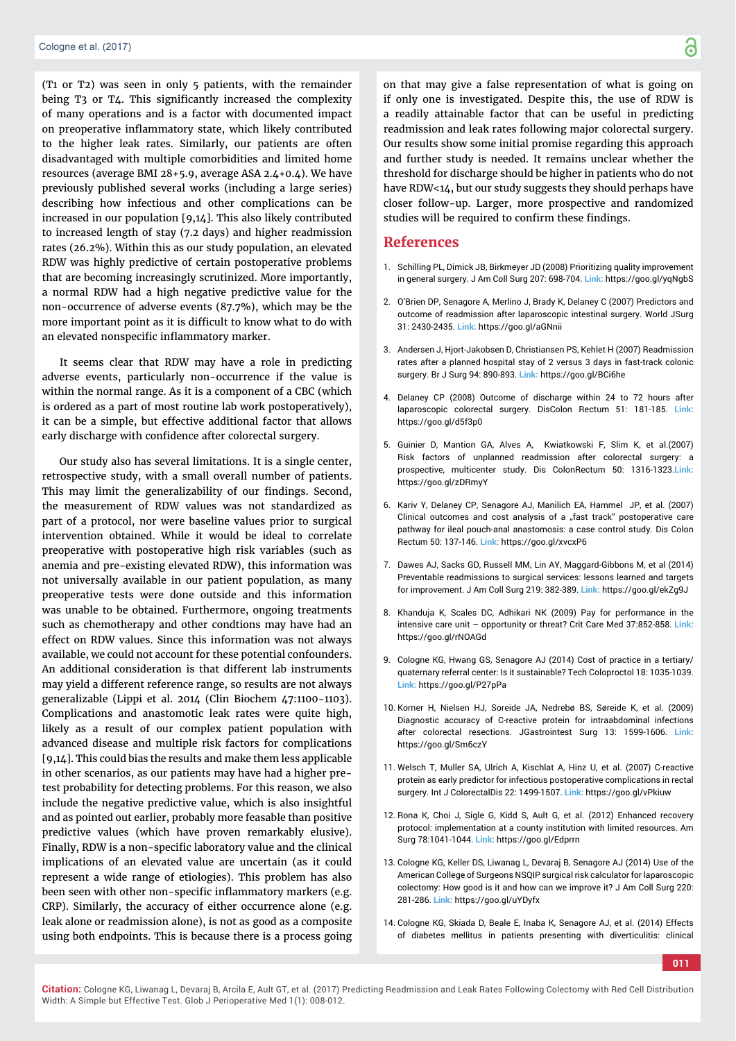(T1 or T2) was seen in only 5 patients, with the remainder being T3 or T4. This significantly increased the complexity of many operations and is a factor with documented impact on preoperative inflammatory state, which likely contributed to the higher leak rates. Similarly, our patients are often disadvantaged with multiple comorbidities and limited home resources (average BMI 28+5.9, average ASA 2.4+0.4). We have previously published several works (including a large series) describing how infectious and other complications can be increased in our population [9,14]. This also likely contributed to increased length of stay (7.2 days) and higher readmission rates (26.2%). Within this as our study population, an elevated RDW was highly predictive of certain postoperative problems that are becoming increasingly scrutinized. More importantly, a normal RDW had a high negative predictive value for the non-occurrence of adverse events (87.7%), which may be the more important point as it is difficult to know what to do with an elevated nonspecific inflammatory marker.

It seems clear that RDW may have a role in predicting adverse events, particularly non-occurrence if the value is within the normal range. As it is a component of a CBC (which is ordered as a part of most routine lab work postoperatively), it can be a simple, but effective additional factor that allows early discharge with confidence after colorectal surgery.

Our study also has several limitations. It is a single center, retrospective study, with a small overall number of patients. This may limit the generalizability of our findings. Second, the measurement of RDW values was not standardized as part of a protocol, nor were baseline values prior to surgical intervention obtained. While it would be ideal to correlate preoperative with postoperative high risk variables (such as anemia and pre-existing elevated RDW), this information was not universally available in our patient population, as many preoperative tests were done outside and this information was unable to be obtained. Furthermore, ongoing treatments such as chemotherapy and other condtions may have had an effect on RDW values. Since this information was not always available, we could not account for these potential confounders. An additional consideration is that different lab instruments may yield a different reference range, so results are not always generalizable (Lippi et al. 2014 (Clin Biochem 47:1100-1103). Complications and anastomotic leak rates were quite high, likely as a result of our complex patient population with advanced disease and multiple risk factors for complications [9,14]. This could bias the results and make them less applicable in other scenarios, as our patients may have had a higher pre-test probability for detecting problems. For this reason, we also include the negative predictive value, which is also insightful and as pointed out earlier, probably more feasable than positive predictive values (which have proven remarkably elusive). Finally, RDW is a non-specific laboratory value and the clinical implications of an elevated value are uncertain (as it could represent a wide range of etiologies). This problem has also been seen with other non-specific inflammatory markers (e.g. CRP). Similarly, the accuracy of either occurrence alone (e.g. leak alone or readmission alone), is not as good as a composite using both endpoints. This is because there is a process going on that may give a false representation of what is going on if only one is investigated. Despite this, the use of RDW is a readily attainable factor that can be useful in predicting readmission and leak rates following major colorectal surgery. Our results show some initial promise regarding this approach and further study is needed. It remains unclear whether the threshold for discharge should be higher in patients who do not have RDW<14, but our study suggests they should perhaps have closer follow-up. Larger, more prospective and randomized studies will be required to confirm these findings.

## References

1. Schilling PL, Dimick JB, Birkmeyer JD (2008) Prioritizing quality improvement in general surgery. J Am Coll Surg 207: 698-704. Link: https://goo.gl/yqNgbS
2. O'Brien DP, Senagore A, Merlino J, Brady K, Delaney C (2007) Predictors and outcome of readmission after laparoscopic intestinal surgery. World JSurg 31: 2430-2435. Link: https://goo.gl/aGNnii
3. Andersen J, Hjort-Jakobsen D, Christiansen PS, Kehlet H (2007) Readmission rates after a planned hospital stay of 2 versus 3 days in fast-track colonic surgery. Br J Surg 94: 890-893. Link: https://goo.gl/BCi6he
4. Delaney CP (2008) Outcome of discharge within 24 to 72 hours after laparoscopic colorectal surgery. DisColon Rectum 51: 181-185. Link: https://goo.gl/d5f3p0
5. Guinier D, Mantion GA, Alves A, Kwiatkowski F, Slim K, et al.(2007) Risk factors of unplanned readmission after colorectal surgery: a prospective, multicenter study. Dis ColonRectum 50: 1316-1323.Link: https://goo.gl/zDRmyY
6. Kariv Y, Delaney CP, Senagore AJ, Manilich EA, Hammel JP, et al. (2007) Clinical outcomes and cost analysis of a „fast track" postoperative care pathway for ileal pouch-anal anastomosis: a case control study. Dis Colon Rectum 50: 137-146. Link: https://goo.gl/xvcxP6
7. Dawes AJ, Sacks GD, Russell MM, Lin AY, Maggard-Gibbons M, et al (2014) Preventable readmissions to surgical services: lessons learned and targets for improvement. J Am Coll Surg 219: 382-389. Link: https://goo.gl/ekZg9J
8. Khanduja K, Scales DC, Adhikari NK (2009) Pay for performance in the intensive care unit – opportunity or threat? Crit Care Med 37:852-858. Link: https://goo.gl/rNOAGd
9. Cologne KG, Hwang GS, Senagore AJ (2014) Cost of practice in a tertiary/quaternary referral center: Is it sustainable? Tech Coloproctol 18: 1035-1039. Link: https://goo.gl/P27pPa
10. Korner H, Nielsen HJ, Soreide JA, Nedrebø BS, Søreide K, et al. (2009) Diagnostic accuracy of C-reactive protein for intraabdominal infections after colorectal resections. JGastrointest Surg 13: 1599-1606. Link: https://goo.gl/Sm6czY
11. Welsch T, Muller SA, Ulrich A, Kischlat A, Hinz U, et al. (2007) C-reactive protein as early predictor for infectious postoperative complications in rectal surgery. Int J ColorectalDis 22: 1499-1507. Link: https://goo.gl/vPkiuw
12. Rona K, Choi J, Sigle G, Kidd S, Ault G, et al. (2012) Enhanced recovery protocol: implementation at a county institution with limited resources. Am Surg 78:1041-1044. Link: https://goo.gl/Edprrn
13. Cologne KG, Keller DS, Liwanag L, Devaraj B, Senagore AJ (2014) Use of the American College of Surgeons NSQIP surgical risk calculator for laparoscopic colectomy: How good is it and how can we improve it? J Am Coll Surg 220: 281-286. Link: https://goo.gl/uYDyfx
14. Cologne KG, Skiada D, Beale E, Inaba K, Senagore AJ, et al. (2014) Effects of diabetes mellitus in patients presenting with diverticulitis: clinical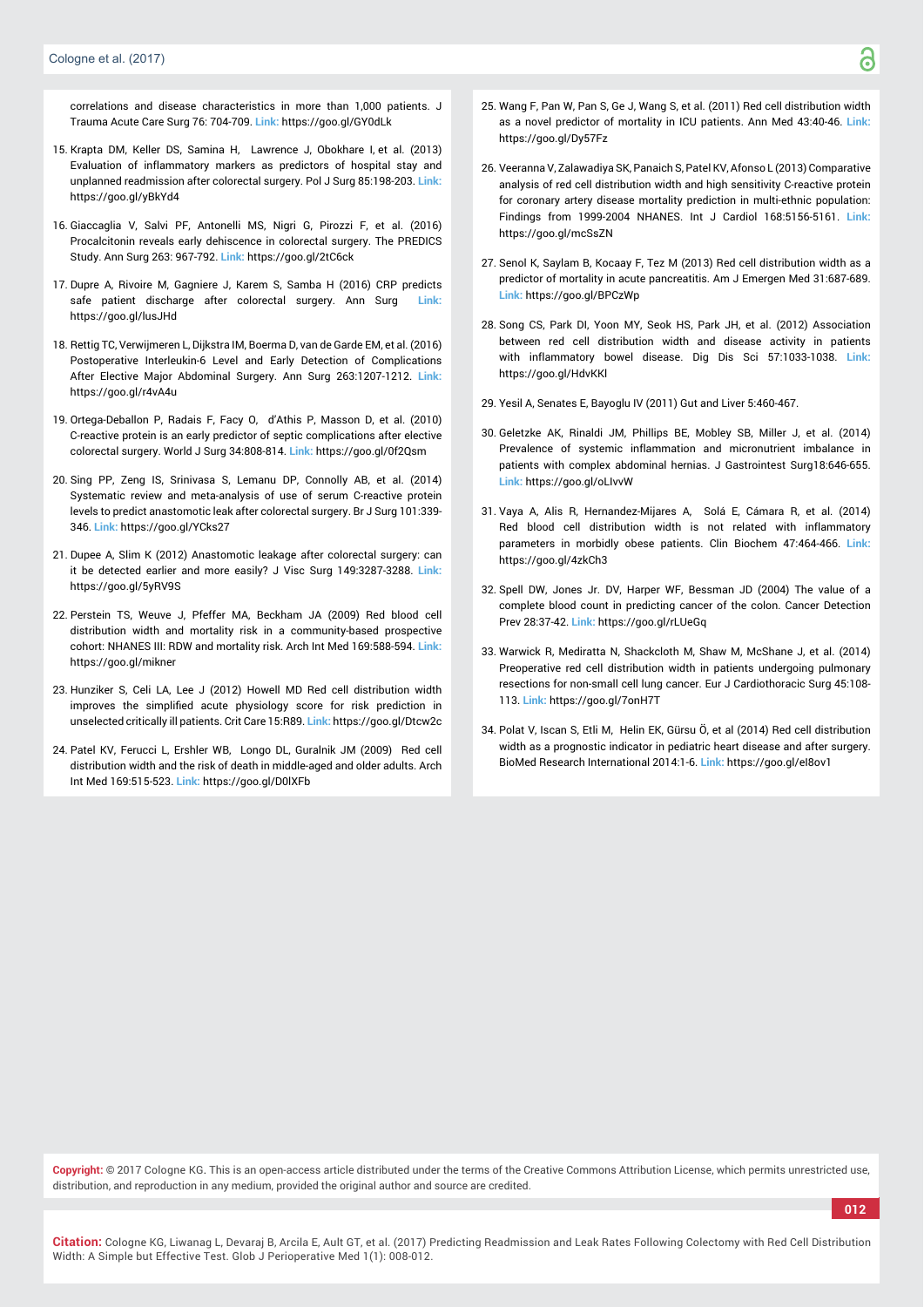correlations and disease characteristics in more than 1,000 patients. J Trauma Acute Care Surg 76: 704-709. **Link:** https://goo.gl/GY0dLk

15. Krapta DM, Keller DS, Samina H, Lawrence J, Obokhare I, et al. (2013) Evaluation of inflammatory markers as predictors of hospital stay and unplanned readmission after colorectal surgery. Pol J Surg 85:198-203. **Link:** https://goo.gl/yBkYd4

16. Giaccaglia V, Salvi PF, Antonelli MS, Nigri G, Pirozzi F, et al. (2016) Procalcitonin reveals early dehiscence in colorectal surgery. The PREDICS Study. Ann Surg 263: 967-792. **Link:** https://goo.gl/2tC6ck

17. Dupre A, Rivoire M, Gagniere J, Karem S, Samba H (2016) CRP predicts safe patient discharge after colorectal surgery. Ann Surg **Link:** https://goo.gl/lusJHd

18. Rettig TC, Verwijmeren L, Dijkstra IM, Boerma D, van de Garde EM, et al. (2016) Postoperative Interleukin-6 Level and Early Detection of Complications After Elective Major Abdominal Surgery. Ann Surg 263:1207-1212. **Link:** https://goo.gl/r4vA4u

19. Ortega-Deballon P, Radais F, Facy O, d'Athis P, Masson D, et al. (2010) C-reactive protein is an early predictor of septic complications after elective colorectal surgery. World J Surg 34:808-814. **Link:** https://goo.gl/0f2Qsm

20. Sing PP, Zeng IS, Srinivasa S, Lemanu DP, Connolly AB, et al. (2014) Systematic review and meta-analysis of use of serum C-reactive protein levels to predict anastomotic leak after colorectal surgery. Br J Surg 101:339-346. **Link:** https://goo.gl/YCks27

21. Dupee A, Slim K (2012) Anastomotic leakage after colorectal surgery: can it be detected earlier and more easily? J Visc Surg 149:3287-3288. **Link:** https://goo.gl/5yRV9S

22. Perstein TS, Weuve J, Pfeffer MA, Beckham JA (2009) Red blood cell distribution width and mortality risk in a community-based prospective cohort: NHANES III: RDW and mortality risk. Arch Int Med 169:588-594. **Link:** https://goo.gl/mikner

23. Hunziker S, Celi LA, Lee J (2012) Howell MD Red cell distribution width improves the simplified acute physiology score for risk prediction in unselected critically ill patients. Crit Care 15:R89. **Link:** https://goo.gl/Dtcw2c

24. Patel KV, Ferucci L, Ershler WB, Longo DL, Guralnik JM (2009) Red cell distribution width and the risk of death in middle-aged and older adults. Arch Int Med 169:515-523. **Link:** https://goo.gl/D0lXFb

25. Wang F, Pan W, Pan S, Ge J, Wang S, et al. (2011) Red cell distribution width as a novel predictor of mortality in ICU patients. Ann Med 43:40-46. **Link:** https://goo.gl/Dy57Fz

26. Veeranna V, Zalawadiya SK, Panaich S, Patel KV, Afonso L (2013) Comparative analysis of red cell distribution width and high sensitivity C-reactive protein for coronary artery disease mortality prediction in multi-ethnic population: Findings from 1999-2004 NHANES. Int J Cardiol 168:5156-5161. **Link:** https://goo.gl/mcSsZN

27. Senol K, Saylam B, Kocaay F, Tez M (2013) Red cell distribution width as a predictor of mortality in acute pancreatitis. Am J Emergen Med 31:687-689. **Link:** https://goo.gl/BPCzWp

28. Song CS, Park DI, Yoon MY, Seok HS, Park JH, et al. (2012) Association between red cell distribution width and disease activity in patients with inflammatory bowel disease. Dig Dis Sci 57:1033-1038. **Link:** https://goo.gl/HdvKKl

29. Yesil A, Senates E, Bayoglu IV (2011) Gut and Liver 5:460-467.

30. Geletzke AK, Rinaldi JM, Phillips BE, Mobley SB, Miller J, et al. (2014) Prevalence of systemic inflammation and micronutrient imbalance in patients with complex abdominal hernias. J Gastrointest Surg18:646-655. **Link:** https://goo.gl/oLIvvW

31. Vaya A, Alis R, Hernandez-Mijares A, Solá E, Cámara R, et al. (2014) Red blood cell distribution width is not related with inflammatory parameters in morbidly obese patients. Clin Biochem 47:464-466. **Link:** https://goo.gl/4zkCh3

32. Spell DW, Jones Jr. DV, Harper WF, Bessman JD (2004) The value of a complete blood count in predicting cancer of the colon. Cancer Detection Prev 28:37-42. **Link:** https://goo.gl/rLUeGq

33. Warwick R, Mediratta N, Shackcloth M, Shaw M, McShane J, et al. (2014) Preoperative red cell distribution width in patients undergoing pulmonary resections for non-small cell lung cancer. Eur J Cardiothoracic Surg 45:108-113. **Link:** https://goo.gl/7onH7T

34. Polat V, Iscan S, Etli M, Helin EK, Gürsu Ö, et al (2014) Red cell distribution width as a prognostic indicator in pediatric heart disease and after surgery. BioMed Research International 2014:1-6. **Link:** https://goo.gl/eI8ov1

**Copyright:** © 2017 Cologne KG. This is an open-access article distributed under the terms of the Creative Commons Attribution License, which permits unrestricted use, distribution, and reproduction in any medium, provided the original author and source are credited.

**Citation:** Cologne KG, Liwanag L, Devaraj B, Arcila E, Ault GT, et al. (2017) Predicting Readmission and Leak Rates Following Colectomy with Red Cell Distribution Width: A Simple but Effective Test. Glob J Perioperative Med 1(1): 008-012.